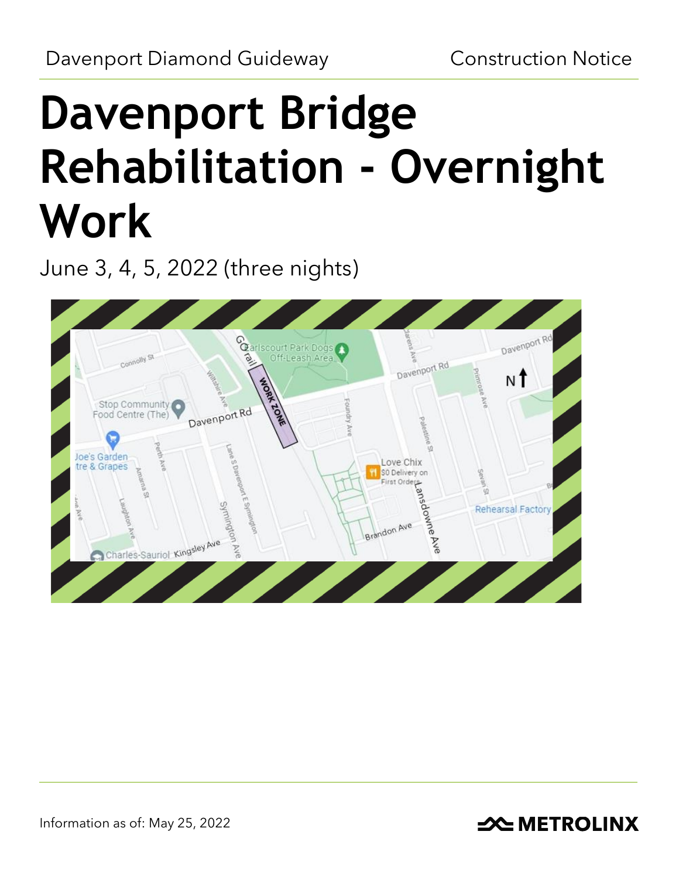Davenport Diamond Guideway

Construction Notice

# Davenport Bridge Rehabilitation - Overnight Work

June 3, 4, 5, 2022 (three nights)

Information as of: May 25, 2022

METROLINX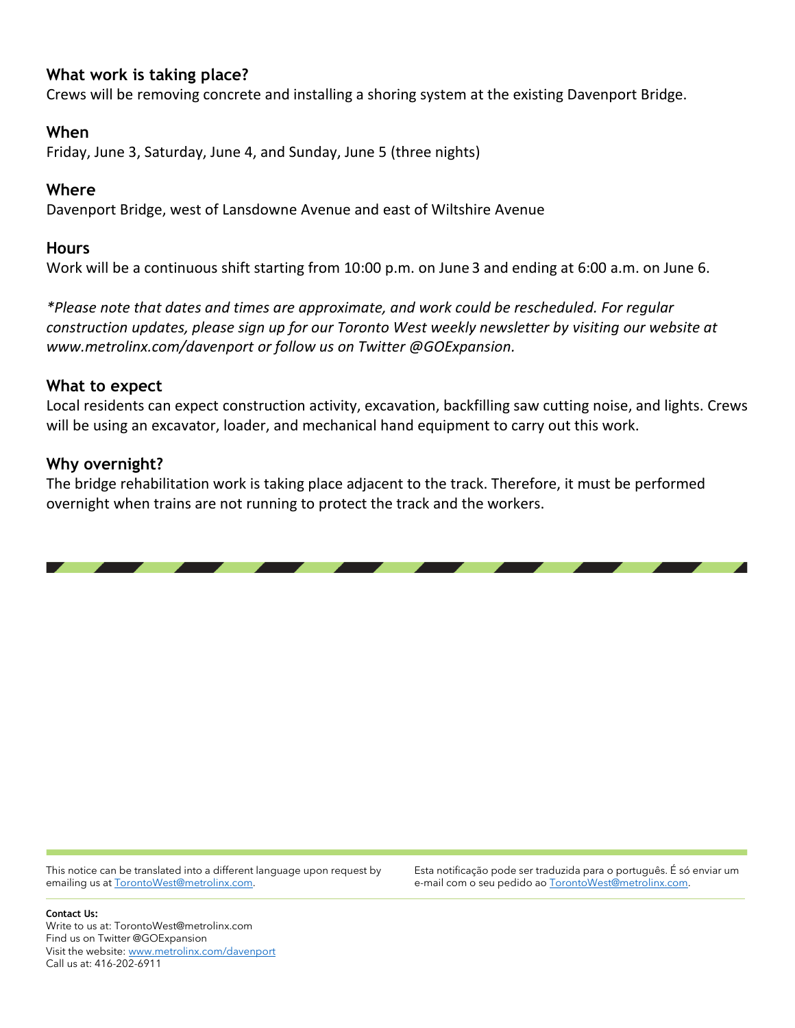## What work is taking place?

Crews will be removing concrete and installing a shoring system at the existing Davenport Bridge.

## When

Friday, June 3, Saturday, June 4, and Sunday, June 5 (three nights)

## Where

Davenport Bridge, west of Lansdowne Avenue and east of Wiltshire Avenue

## Hours

Work will be a continuous shift starting from 10:00 p.m. on June 3 and ending at 6:00 a.m. on June 6.

*\*Please note that dates and times are approximate, and work could be rescheduled. For regular construction updates, please sign up for our Toronto West weekly newsletter by visiting our website at www.metrolinx.com/davenport or follow us on Twitter @GOExpansion.*

## What to expect

Local residents can expect construction activity, excavation, backfilling saw cutting noise, and lights. Crews will be using an excavator, loader, and mechanical hand equipment to carry out this work.

## Why overnight?

The bridge rehabilitation work is taking place adjacent to the track. Therefore, it must be performed overnight when trains are not running to protect the track and the workers.

---

This notice can be translated into a different language upon request by emailing us at [TorontoWest@metrolinx.com](mailto:TorontoWest@metrolinx.com).

Esta notificação pode ser traduzida para o português. É só enviar um e-mail com o seu pedido ao [TorontoWest@metrolinx.com](mailto:TorontoWest@metrolinx.com).

**Contact Us:**
Write to us at: TorontoWest@metrolinx.com
Find us on Twitter @GOExpansion
Visit the website: [www.metrolinx.com/davenport](http://www.metrolinx.com/davenport)
Call us at: 416-202-6911